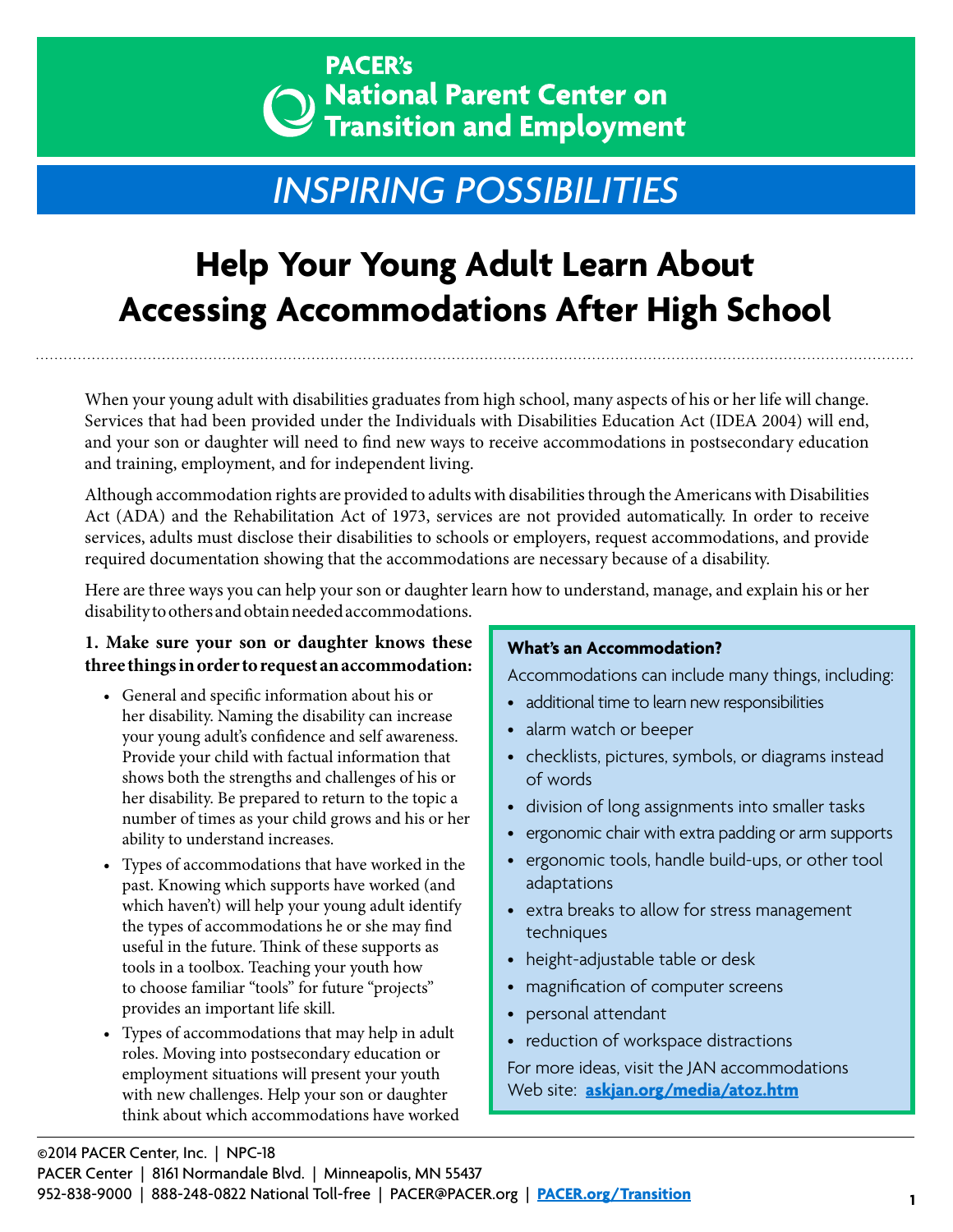PACER's

# National Parent Center on Transition and Employment

## *INSPIRING POSSIBILITIES*

# Help Your Young Adult Learn About Accessing Accommodations After High School

When your young adult with disabilities graduates from high school, many aspects of his or her life will change. Services that had been provided under the Individuals with Disabilities Education Act (IDEA 2004) will end, and your son or daughter will need to find new ways to receive accommodations in postsecondary education and training, employment, and for independent living.

Although accommodation rights are provided to adults with disabilities through the Americans with Disabilities Act (ADA) and the Rehabilitation Act of 1973, services are not provided automatically. In order to receive services, adults must disclose their disabilities to schools or employers, request accommodations, and provide required documentation showing that the accommodations are necessary because of a disability.

Here are three ways you can help your son or daughter learn how to understand, manage, and explain his or her disability to others and obtain needed accommodations.

**1. Make sure your son or daughter knows these three things in order to request an accommodation:**

- General and specific information about his or her disability. Naming the disability can increase your young adult's confidence and self awareness. Provide your child with factual information that shows both the strengths and challenges of his or her disability. Be prepared to return to the topic a number of times as your child grows and his or her ability to understand increases.
- Types of accommodations that have worked in the past. Knowing which supports have worked (and which haven't) will help your young adult identify the types of accommodations he or she may find useful in the future. Think of these supports as tools in a toolbox. Teaching your youth how to choose familiar "tools" for future "projects" provides an important life skill.
- Types of accommodations that may help in adult roles. Moving into postsecondary education or employment situations will present your youth with new challenges. Help your son or daughter think about which accommodations have worked

**What's an Accommodation?**

Accommodations can include many things, including:

- additional time to learn new responsibilities
- alarm watch or beeper
- checklists, pictures, symbols, or diagrams instead of words
- division of long assignments into smaller tasks
- ergonomic chair with extra padding or arm supports
- ergonomic tools, handle build-ups, or other tool adaptations
- extra breaks to allow for stress management techniques
- height-adjustable table or desk
- magnification of computer screens
- personal attendant
- reduction of workspace distractions

For more ideas, visit the JAN accommodations Web site: **askjan.org/media/atoz.htm**

©2014 PACER Center, Inc. | NPC-18
PACER Center | 8161 Normandale Blvd. | Minneapolis, MN 55437
952-838-9000 | 888-248-0822 National Toll-free | PACER@PACER.org | **PACER.org/Transition**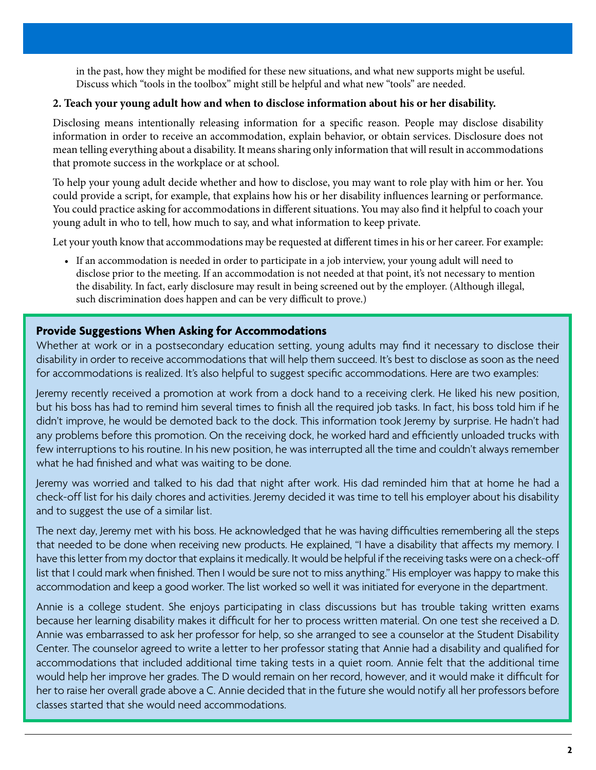in the past, how they might be modified for these new situations, and what new supports might be useful. Discuss which "tools in the toolbox" might still be helpful and what new "tools" are needed.

**2. Teach your young adult how and when to disclose information about his or her disability.**

Disclosing means intentionally releasing information for a specific reason. People may disclose disability information in order to receive an accommodation, explain behavior, or obtain services. Disclosure does not mean telling everything about a disability. It means sharing only information that will result in accommodations that promote success in the workplace or at school.

To help your young adult decide whether and how to disclose, you may want to role play with him or her. You could provide a script, for example, that explains how his or her disability influences learning or performance. You could practice asking for accommodations in different situations. You may also find it helpful to coach your young adult in who to tell, how much to say, and what information to keep private.

Let your youth know that accommodations may be requested at different times in his or her career. For example:

- If an accommodation is needed in order to participate in a job interview, your young adult will need to disclose prior to the meeting. If an accommodation is not needed at that point, it's not necessary to mention the disability. In fact, early disclosure may result in being screened out by the employer. (Although illegal, such discrimination does happen and can be very difficult to prove.)

### Provide Suggestions When Asking for Accommodations

Whether at work or in a postsecondary education setting, young adults may find it necessary to disclose their disability in order to receive accommodations that will help them succeed. It's best to disclose as soon as the need for accommodations is realized. It's also helpful to suggest specific accommodations. Here are two examples:

Jeremy recently received a promotion at work from a dock hand to a receiving clerk. He liked his new position, but his boss has had to remind him several times to finish all the required job tasks. In fact, his boss told him if he didn't improve, he would be demoted back to the dock. This information took Jeremy by surprise. He hadn't had any problems before this promotion. On the receiving dock, he worked hard and efficiently unloaded trucks with few interruptions to his routine. In his new position, he was interrupted all the time and couldn't always remember what he had finished and what was waiting to be done.

Jeremy was worried and talked to his dad that night after work. His dad reminded him that at home he had a check-off list for his daily chores and activities. Jeremy decided it was time to tell his employer about his disability and to suggest the use of a similar list.

The next day, Jeremy met with his boss. He acknowledged that he was having difficulties remembering all the steps that needed to be done when receiving new products. He explained, "I have a disability that affects my memory. I have this letter from my doctor that explains it medically. It would be helpful if the receiving tasks were on a check-off list that I could mark when finished. Then I would be sure not to miss anything." His employer was happy to make this accommodation and keep a good worker. The list worked so well it was initiated for everyone in the department.

Annie is a college student. She enjoys participating in class discussions but has trouble taking written exams because her learning disability makes it difficult for her to process written material. On one test she received a D. Annie was embarrassed to ask her professor for help, so she arranged to see a counselor at the Student Disability Center. The counselor agreed to write a letter to her professor stating that Annie had a disability and qualified for accommodations that included additional time taking tests in a quiet room. Annie felt that the additional time would help her improve her grades. The D would remain on her record, however, and it would make it difficult for her to raise her overall grade above a C. Annie decided that in the future she would notify all her professors before classes started that she would need accommodations.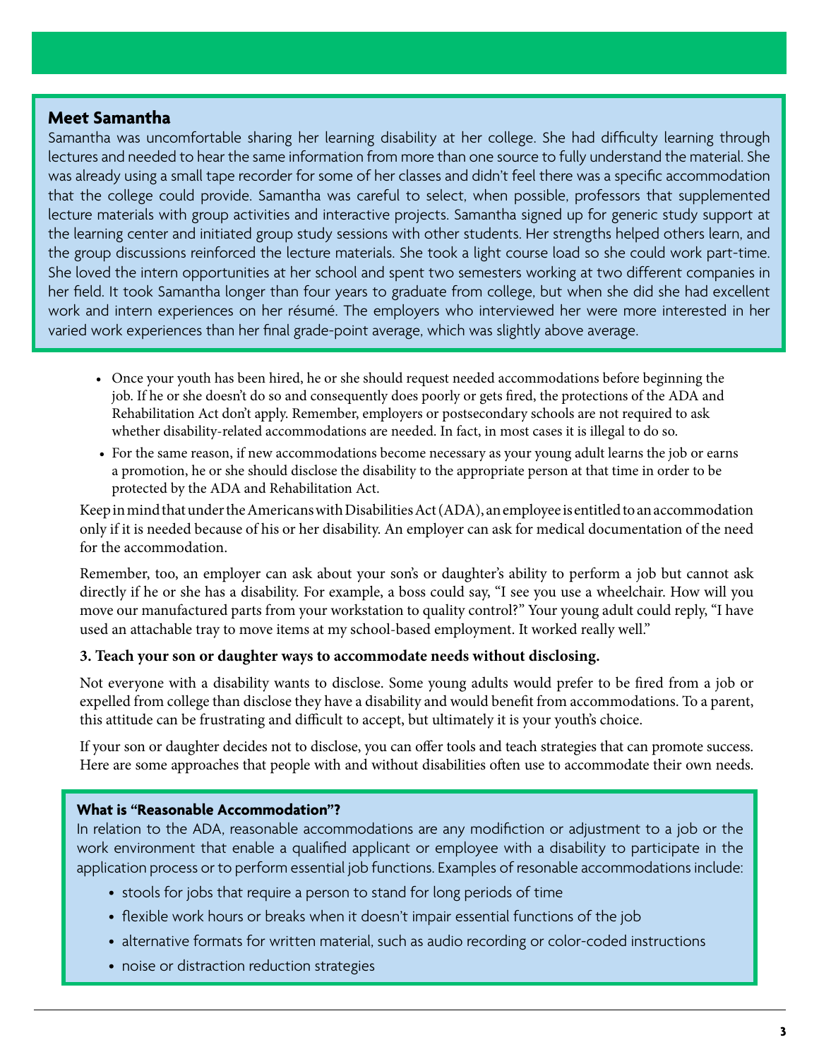## Meet Samantha

Samantha was uncomfortable sharing her learning disability at her college. She had difficulty learning through lectures and needed to hear the same information from more than one source to fully understand the material. She was already using a small tape recorder for some of her classes and didn't feel there was a specific accommodation that the college could provide. Samantha was careful to select, when possible, professors that supplemented lecture materials with group activities and interactive projects. Samantha signed up for generic study support at the learning center and initiated group study sessions with other students. Her strengths helped others learn, and the group discussions reinforced the lecture materials. She took a light course load so she could work part-time. She loved the intern opportunities at her school and spent two semesters working at two different companies in her field. It took Samantha longer than four years to graduate from college, but when she did she had excellent work and intern experiences on her résumé. The employers who interviewed her were more interested in her varied work experiences than her final grade-point average, which was slightly above average.

- Once your youth has been hired, he or she should request needed accommodations before beginning the job. If he or she doesn't do so and consequently does poorly or gets fired, the protections of the ADA and Rehabilitation Act don't apply. Remember, employers or postsecondary schools are not required to ask whether disability-related accommodations are needed. In fact, in most cases it is illegal to do so.
- For the same reason, if new accommodations become necessary as your young adult learns the job or earns a promotion, he or she should disclose the disability to the appropriate person at that time in order to be protected by the ADA and Rehabilitation Act.

Keep in mind that under the Americans with Disabilities Act (ADA), an employee is entitled to an accommodation only if it is needed because of his or her disability. An employer can ask for medical documentation of the need for the accommodation.

Remember, too, an employer can ask about your son's or daughter's ability to perform a job but cannot ask directly if he or she has a disability. For example, a boss could say, "I see you use a wheelchair. How will you move our manufactured parts from your workstation to quality control?" Your young adult could reply, "I have used an attachable tray to move items at my school-based employment. It worked really well."

**3. Teach your son or daughter ways to accommodate needs without disclosing.**

Not everyone with a disability wants to disclose. Some young adults would prefer to be fired from a job or expelled from college than disclose they have a disability and would benefit from accommodations. To a parent, this attitude can be frustrating and difficult to accept, but ultimately it is your youth's choice.

If your son or daughter decides not to disclose, you can offer tools and teach strategies that can promote success. Here are some approaches that people with and without disabilities often use to accommodate their own needs.

### What is "Reasonable Accommodation"?

In relation to the ADA, reasonable accommodations are any modification or adjustment to a job or the work environment that enable a qualified applicant or employee with a disability to participate in the application process or to perform essential job functions. Examples of resonable accommodations include:

- stools for jobs that require a person to stand for long periods of time
- flexible work hours or breaks when it doesn't impair essential functions of the job
- alternative formats for written material, such as audio recording or color-coded instructions
- noise or distraction reduction strategies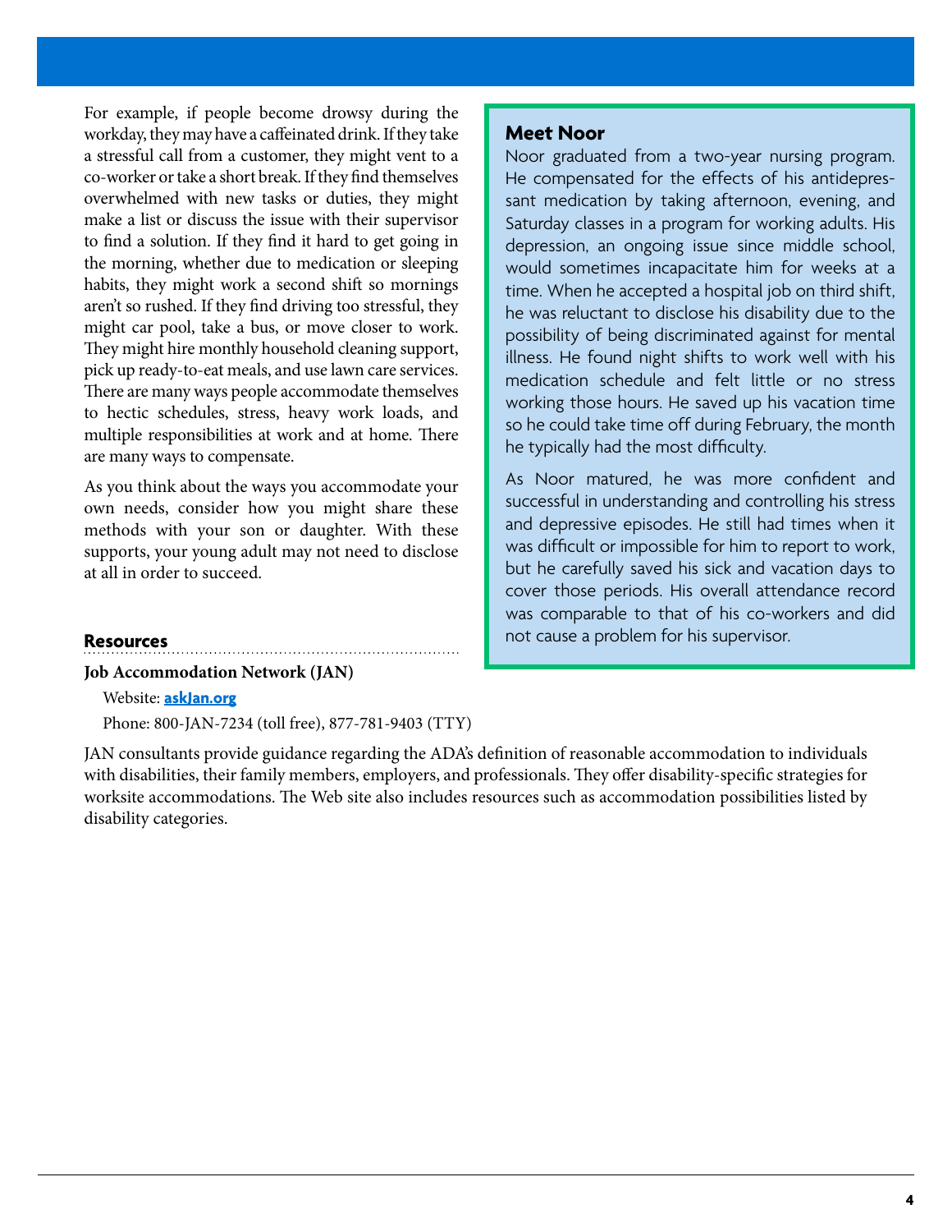For example, if people become drowsy during the workday, they may have a caffeinated drink. If they take a stressful call from a customer, they might vent to a co-worker or take a short break. If they find themselves overwhelmed with new tasks or duties, they might make a list or discuss the issue with their supervisor to find a solution. If they find it hard to get going in the morning, whether due to medication or sleeping habits, they might work a second shift so mornings aren't so rushed. If they find driving too stressful, they might car pool, take a bus, or move closer to work. They might hire monthly household cleaning support, pick up ready-to-eat meals, and use lawn care services. There are many ways people accommodate themselves to hectic schedules, stress, heavy work loads, and multiple responsibilities at work and at home. There are many ways to compensate.

As you think about the ways you accommodate your own needs, consider how you might share these methods with your son or daughter. With these supports, your young adult may not need to disclose at all in order to succeed.

### Meet Noor

Noor graduated from a two-year nursing program. He compensated for the effects of his antidepressant medication by taking afternoon, evening, and Saturday classes in a program for working adults. His depression, an ongoing issue since middle school, would sometimes incapacitate him for weeks at a time. When he accepted a hospital job on third shift, he was reluctant to disclose his disability due to the possibility of being discriminated against for mental illness. He found night shifts to work well with his medication schedule and felt little or no stress working those hours. He saved up his vacation time so he could take time off during February, the month he typically had the most difficulty.

As Noor matured, he was more confident and successful in understanding and controlling his stress and depressive episodes. He still had times when it was difficult or impossible for him to report to work, but he carefully saved his sick and vacation days to cover those periods. His overall attendance record was comparable to that of his co-workers and did not cause a problem for his supervisor.

## Resources

**Job Accommodation Network (JAN)**

Website: **askJan.org**

Phone: 800-JAN-7234 (toll free), 877-781-9403 (TTY)

JAN consultants provide guidance regarding the ADA's definition of reasonable accommodation to individuals with disabilities, their family members, employers, and professionals. They offer disability-specific strategies for worksite accommodations. The Web site also includes resources such as accommodation possibilities listed by disability categories.